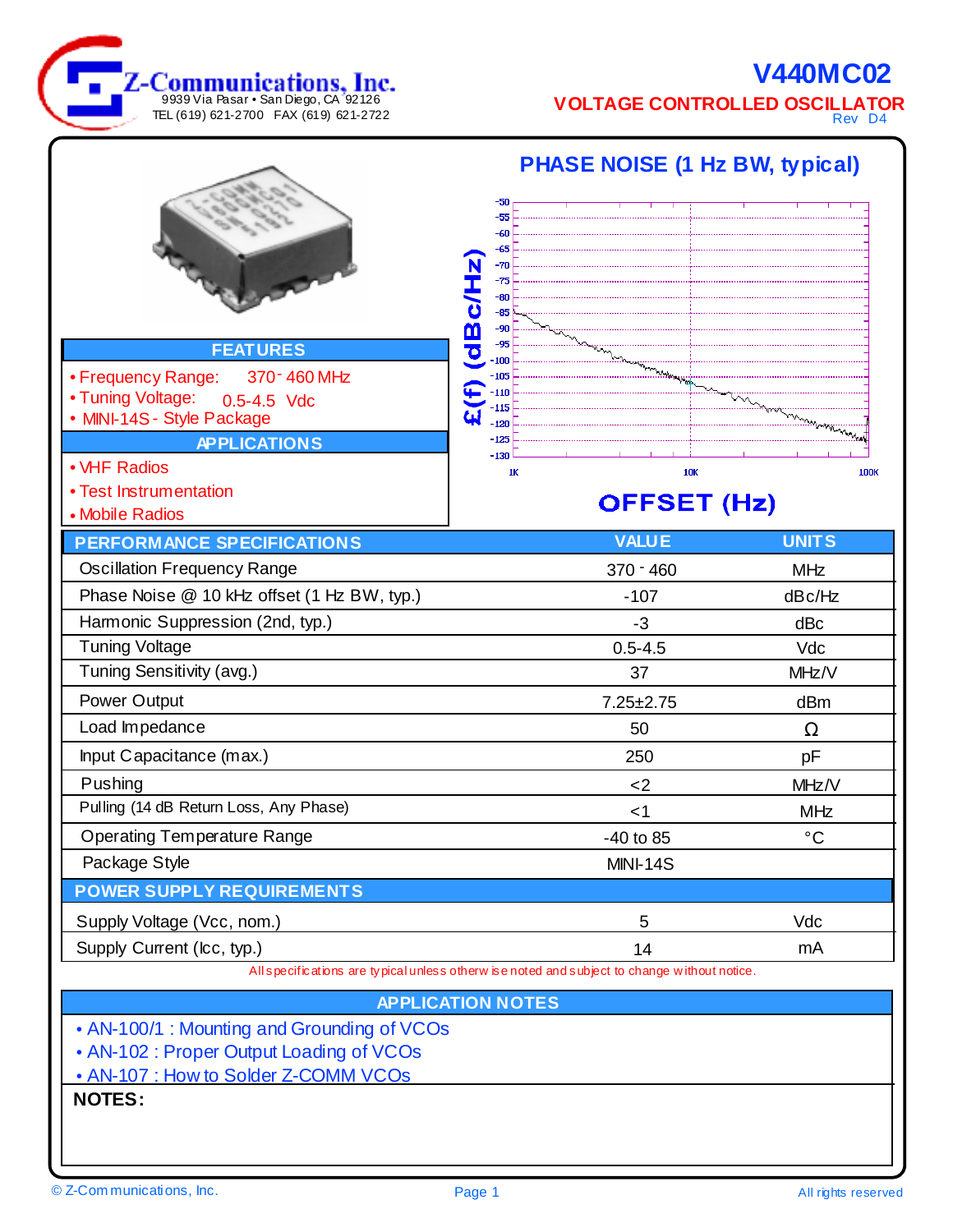Z-Communications, Inc.
9939 Via Pasar • San Diego, CA 92126
TEL (619) 621-2700 FAX (619) 621-2722

# V440MC02

## VOLTAGE CONTROLLED OSCILLATOR

Rev D4

## PHASE NOISE (1 Hz BW, typical)

£(f) (dBc/Hz)

OFFSET (Hz)

## FEATURES

- Frequency Range: 370 - 460 MHz
- Tuning Voltage: 0.5-4.5 Vdc
- MINI-14S - Style Package

## APPLICATIONS

- VHF Radios
- Test Instrumentation
- Mobile Radios

| PERFORMANCE SPECIFICATIONS | VALUE | UNITS |
|---|---|---|
| Oscillation Frequency Range | 370 - 460 | MHz |
| Phase Noise @ 10 kHz offset (1 Hz BW, typ.) | -107 | dBc/Hz |
| Harmonic Suppression (2nd, typ.) | -3 | dBc |
| Tuning Voltage | 0.5-4.5 | Vdc |
| Tuning Sensitivity (avg.) | 37 | MHz/V |
| Power Output | 7.25±2.75 | dBm |
| Load Impedance | 50 | Ω |
| Input Capacitance (max.) | 250 | pF |
| Pushing | <2 | MHz/V |
| Pulling (14 dB Return Loss, Any Phase) | <1 | MHz |
| Operating Temperature Range | -40 to 85 | °C |
| Package Style | MINI-14S | |
| **POWER SUPPLY REQUIREMENTS** | | |
| Supply Voltage (Vcc, nom.) | 5 | Vdc |
| Supply Current (Icc, typ.) | 14 | mA |

All specifications are typical unless otherwise noted and subject to change without notice.

## APPLICATION NOTES

- AN-100/1 : Mounting and Grounding of VCOs
- AN-102 : Proper Output Loading of VCOs
- AN-107 : How to Solder Z-COMM VCOs

**NOTES:**

© Z-Communications, Inc. All rights reserved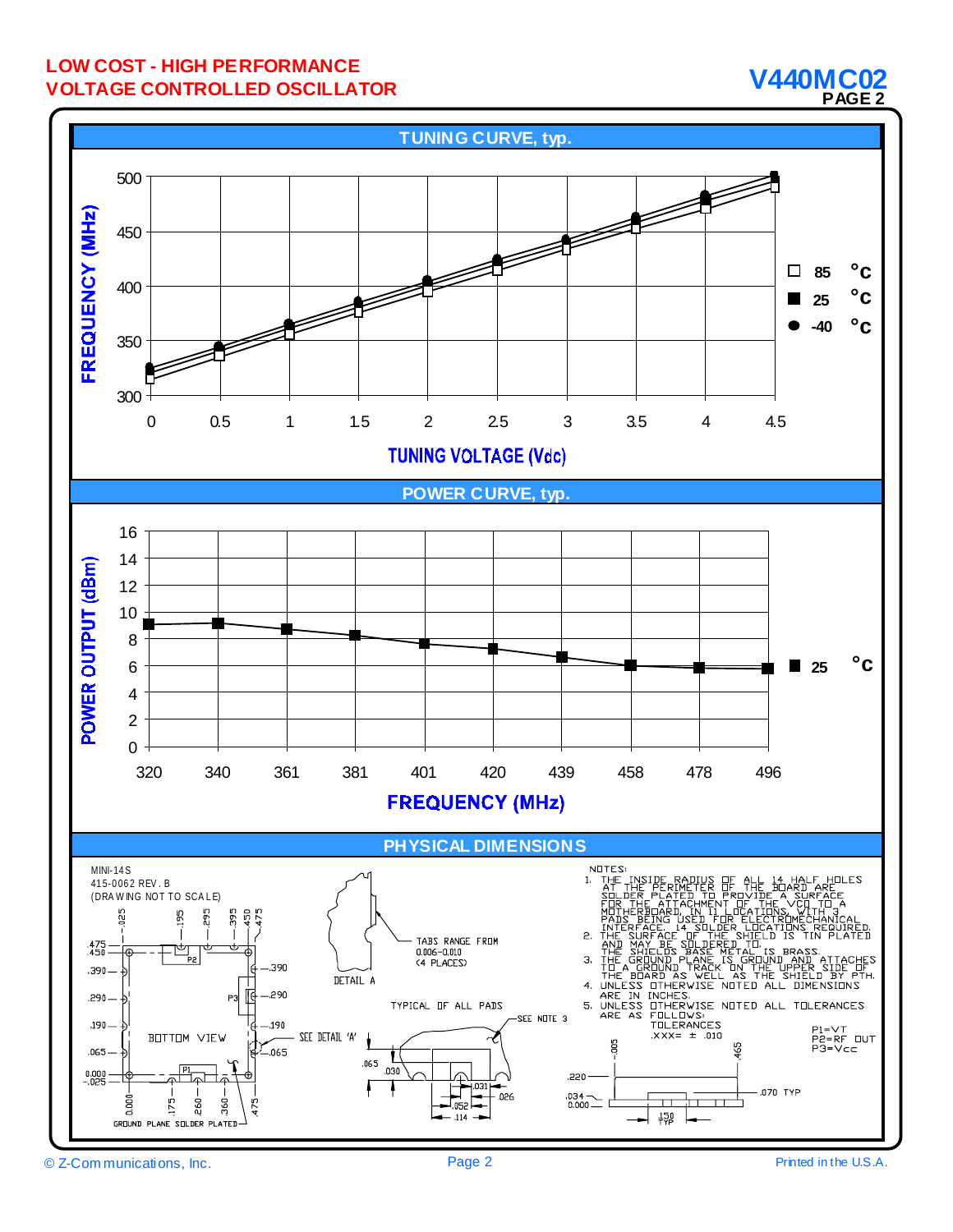## TUNING CURVE, typ.

FREQUENCY (MHz)

500
450
400
350
300

0 0.5 1 1.5 2 2.5 3 3.5 4 4.5

TUNING VOLTAGE (Vdc)

□ 85 °C
■ 25 °C
● -40 °C

## POWER CURVE, typ.

POWER OUTPUT (dBm)

16
14
12
10
8
6
4
2
0

320 340 361 381 401 420 439 458 478 496

FREQUENCY (MHz)

■ 25 °C

## PHYSICAL DIMENSIONS

MINI-14S
415-0062 REV. B
(DRAWING NOT TO SCALE)

BOTTOM VIEW

.025 .195 .295 .395 .450 .475
.475 .450 .390 .290 .190 .065 0.000 -.025
.390 .290 .190 .065
0.000 .175 .260 .360 .475

P1 P2 P3

GROUND PLANE SOLDER PLATED

SEE DETAIL 'A'

DETAIL A

TABS RANGE FROM 0.006-0.010 (4 PLACES)

TYPICAL OF ALL PADS

SEE NOTE 3

.065 .030 .031 .026 .052 .114

.005 .465 .220 .034 0.000 .070 TYP .150 TYP

NOTES:

1. THE INSIDE RADIUS OF ALL 14 HALF HOLES AT THE PERIMETER OF THE BOARD ARE SOLDER PLATED TO PROVIDE A SURFACE FOR THE ATTACHMENT OF THE VCO TO A MOTHERBOARD. IN 11 LOCATIONS, WITH 3 PADS BEING USED FOR ELECTROMECHANICAL INTERFACE. 14 SOLDER LOCATIONS REQUIRED.
2. THE SURFACE OF THE SHIELD IS TIN PLATED AND MAY BE SOLDERED TO. THE SHIELDS BASE METAL IS BRASS.
3. THE GROUND PLANE IS GROUND AND ATTACHES TO A GROUND TRACK ON THE UPPER SIDE OF THE BOARD AS WELL AS THE SHIELD BY PTH.
4. UNLESS OTHERWISE NOTED ALL DIMENSIONS ARE IN INCHES.
5. UNLESS OTHERWISE NOTED ALL TOLERANCES ARE AS FOLLOWS:
   TOLERANCES
   .XXX= ± .010

P1=VT
P2=RF OUT
P3=Vcc

© Z-Communications, Inc. Printed in the U.S.A.